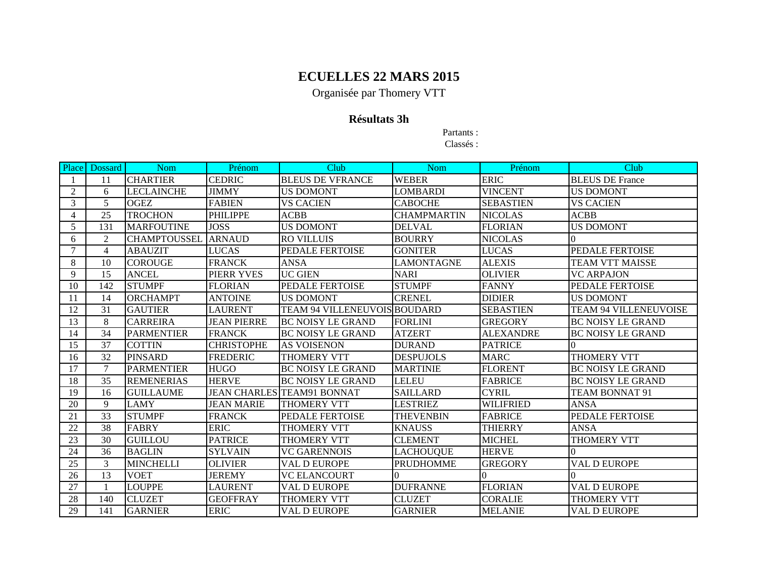# ECUELLES 22 MARS 2015

Organisée par Thomery VTT

## Résultats 3h

Partants :
Classés :

| Place | Dossard | Nom | Prénom | Club | Nom | Prénom | Club |
|---|---|---|---|---|---|---|---|
| 1 | 11 | CHARTIER | CEDRIC | BLEUS DE VFRANCE | WEBER | ERIC | BLEUS DE France |
| 2 | 6 | LECLAINCHE | JIMMY | US DOMONT | LOMBARDI | VINCENT | US DOMONT |
| 3 | 5 | OGEZ | FABIEN | VS CACIEN | CABOCHE | SEBASTIEN | VS CACIEN |
| 4 | 25 | TROCHON | PHILIPPE | ACBB | CHAMPMARTIN | NICOLAS | ACBB |
| 5 | 131 | MARFOUTINE | JOSS | US DOMONT | DELVAL | FLORIAN | US DOMONT |
| 6 | 2 | CHAMPTOUSSEL | ARNAUD | RO VILLUIS | BOURRY | NICOLAS | 0 |
| 7 | 4 | ABAUZIT | LUCAS | PEDALE FERTOISE | GONITER | LUCAS | PEDALE FERTOISE |
| 8 | 10 | COROUGE | FRANCK | ANSA | LAMONTAGNE | ALEXIS | TEAM VTT MAISSE |
| 9 | 15 | ANCEL | PIERR YVES | UC GIEN | NARI | OLIVIER | VC ARPAJON |
| 10 | 142 | STUMPF | FLORIAN | PEDALE FERTOISE | STUMPF | FANNY | PEDALE FERTOISE |
| 11 | 14 | ORCHAMPT | ANTOINE | US DOMONT | CRENEL | DIDIER | US DOMONT |
| 12 | 31 | GAUTIER | LAURENT | TEAM 94 VILLENEUVOIS | BOUDARD | SEBASTIEN | TEAM 94 VILLENEUVOISE |
| 13 | 8 | CARREIRA | JEAN PIERRE | BC NOISY LE GRAND | FORLINI | GREGORY | BC NOISY LE GRAND |
| 14 | 34 | PARMENTIER | FRANCK | BC NOISY LE GRAND | ATZERT | ALEXANDRE | BC NOISY LE GRAND |
| 15 | 37 | COTTIN | CHRISTOPHE | AS VOISENON | DURAND | PATRICE | 0 |
| 16 | 32 | PINSARD | FREDERIC | THOMERY VTT | DESPUJOLS | MARC | THOMERY VTT |
| 17 | 7 | PARMENTIER | HUGO | BC NOISY LE GRAND | MARTINIE | FLORENT | BC NOISY LE GRAND |
| 18 | 35 | REMENERIAS | HERVE | BC NOISY LE GRAND | LELEU | FABRICE | BC NOISY LE GRAND |
| 19 | 16 | GUILLAUME | JEAN CHARLES | TEAM91 BONNAT | SAILLARD | CYRIL | TEAM BONNAT 91 |
| 20 | 9 | LAMY | JEAN MARIE | THOMERY VTT | LESTRIEZ | WILIFRIED | ANSA |
| 21 | 33 | STUMPF | FRANCK | PEDALE FERTOISE | THEVENBIN | FABRICE | PEDALE FERTOISE |
| 22 | 38 | FABRY | ERIC | THOMERY VTT | KNAUSS | THIERRY | ANSA |
| 23 | 30 | GUILLOU | PATRICE | THOMERY VTT | CLEMENT | MICHEL | THOMERY VTT |
| 24 | 36 | BAGLIN | SYLVAIN | VC GARENNOIS | LACHOUQUE | HERVE | 0 |
| 25 | 3 | MINCHELLI | OLIVIER | VAL D EUROPE | PRUDHOMME | GREGORY | VAL D EUROPE |
| 26 | 13 | VOET | JEREMY | VC ELANCOURT | 0 | 0 | 0 |
| 27 | 1 | LOUPPE | LAURENT | VAL D EUROPE | DUFRANNE | FLORIAN | VAL D EUROPE |
| 28 | 140 | CLUZET | GEOFFRAY | THOMERY VTT | CLUZET | CORALIE | THOMERY VTT |
| 29 | 141 | GARNIER | ERIC | VAL D EUROPE | GARNIER | MELANIE | VAL D EUROPE |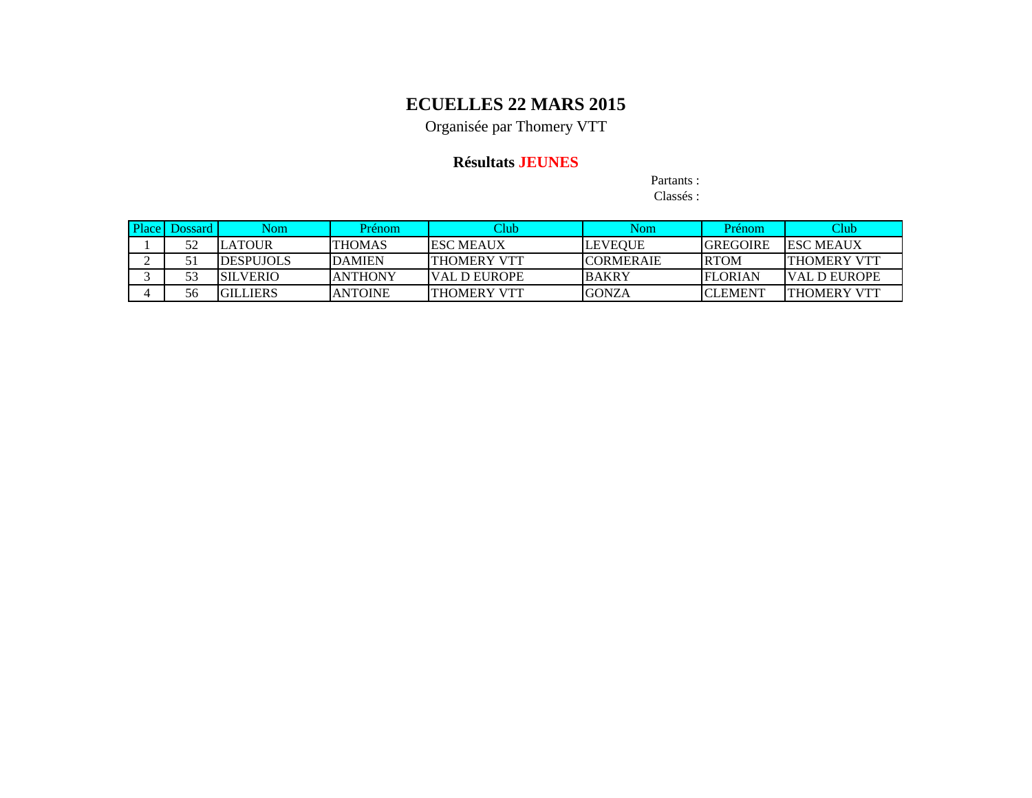# ECUELLES 22 MARS 2015

Organisée par Thomery VTT

## Résultats JEUNES

Partants :
Classés :

| Place | Dossard | Nom | Prénom | Club | Nom | Prénom | Club |
|---|---|---|---|---|---|---|---|
| 1 | 52 | LATOUR | THOMAS | ESC MEAUX | LEVEQUE | GREGOIRE | ESC MEAUX |
| 2 | 51 | DESPUJOLS | DAMIEN | THOMERY VTT | CORMERAIE | RTOM | THOMERY VTT |
| 3 | 53 | SILVERIO | ANTHONY | VAL D EUROPE | BAKRY | FLORIAN | VAL D EUROPE |
| 4 | 56 | GILLIERS | ANTOINE | THOMERY VTT | GONZA | CLEMENT | THOMERY VTT |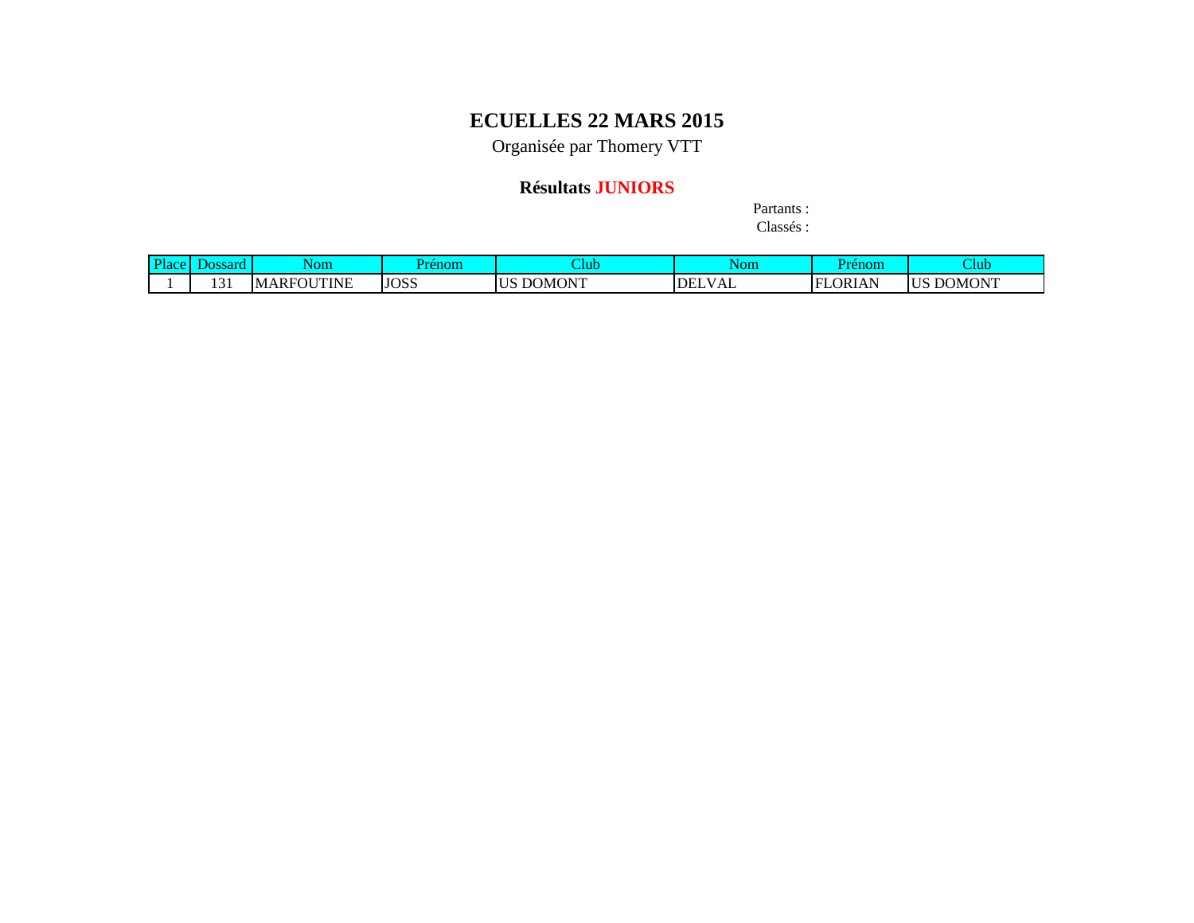# ECUELLES 22 MARS 2015

Organisée par Thomery VTT

## Résultats **JUNIORS**

Partants :

Classés :

| Place | Dossard | Nom | Prénom | Club | Nom | Prénom | Club |
|---|---|---|---|---|---|---|---|
| 1 | 131 | MARFOUTINE | JOSS | US DOMONT | DELVAL | FLORIAN | US DOMONT |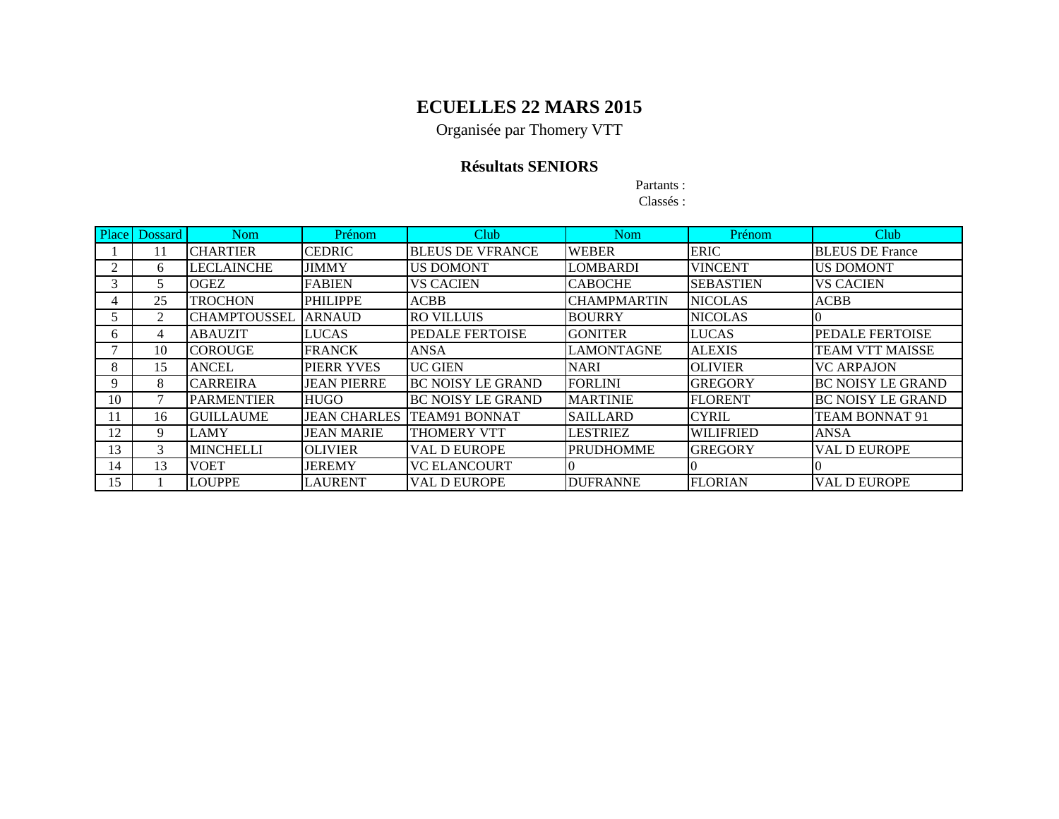# ECUELLES 22 MARS 2015

Organisée par Thomery VTT

## Résultats SENIORS

Partants :

Classés :

| Place | Dossard | Nom | Prénom | Club | Nom | Prénom | Club |
|---|---|---|---|---|---|---|---|
| 1 | 11 | CHARTIER | CEDRIC | BLEUS DE VFRANCE | WEBER | ERIC | BLEUS DE France |
| 2 | 6 | LECLAINCHE | JIMMY | US DOMONT | LOMBARDI | VINCENT | US DOMONT |
| 3 | 5 | OGEZ | FABIEN | VS CACIEN | CABOCHE | SEBASTIEN | VS CACIEN |
| 4 | 25 | TROCHON | PHILIPPE | ACBB | CHAMPMARTIN | NICOLAS | ACBB |
| 5 | 2 | CHAMPTOUSSEL | ARNAUD | RO VILLUIS | BOURRY | NICOLAS | 0 |
| 6 | 4 | ABAUZIT | LUCAS | PEDALE FERTOISE | GONITER | LUCAS | PEDALE FERTOISE |
| 7 | 10 | COROUGE | FRANCK | ANSA | LAMONTAGNE | ALEXIS | TEAM VTT MAISSE |
| 8 | 15 | ANCEL | PIERR YVES | UC GIEN | NARI | OLIVIER | VC ARPAJON |
| 9 | 8 | CARREIRA | JEAN PIERRE | BC NOISY LE GRAND | FORLINI | GREGORY | BC NOISY LE GRAND |
| 10 | 7 | PARMENTIER | HUGO | BC NOISY LE GRAND | MARTINIE | FLORENT | BC NOISY LE GRAND |
| 11 | 16 | GUILLAUME | JEAN CHARLES | TEAM91 BONNAT | SAILLARD | CYRIL | TEAM BONNAT 91 |
| 12 | 9 | LAMY | JEAN MARIE | THOMERY VTT | LESTRIEZ | WILIFRIED | ANSA |
| 13 | 3 | MINCHELLI | OLIVIER | VAL D EUROPE | PRUDHOMME | GREGORY | VAL D EUROPE |
| 14 | 13 | VOET | JEREMY | VC ELANCOURT | 0 | 0 | 0 |
| 15 | 1 | LOUPPE | LAURENT | VAL D EUROPE | DUFRANNE | FLORIAN | VAL D EUROPE |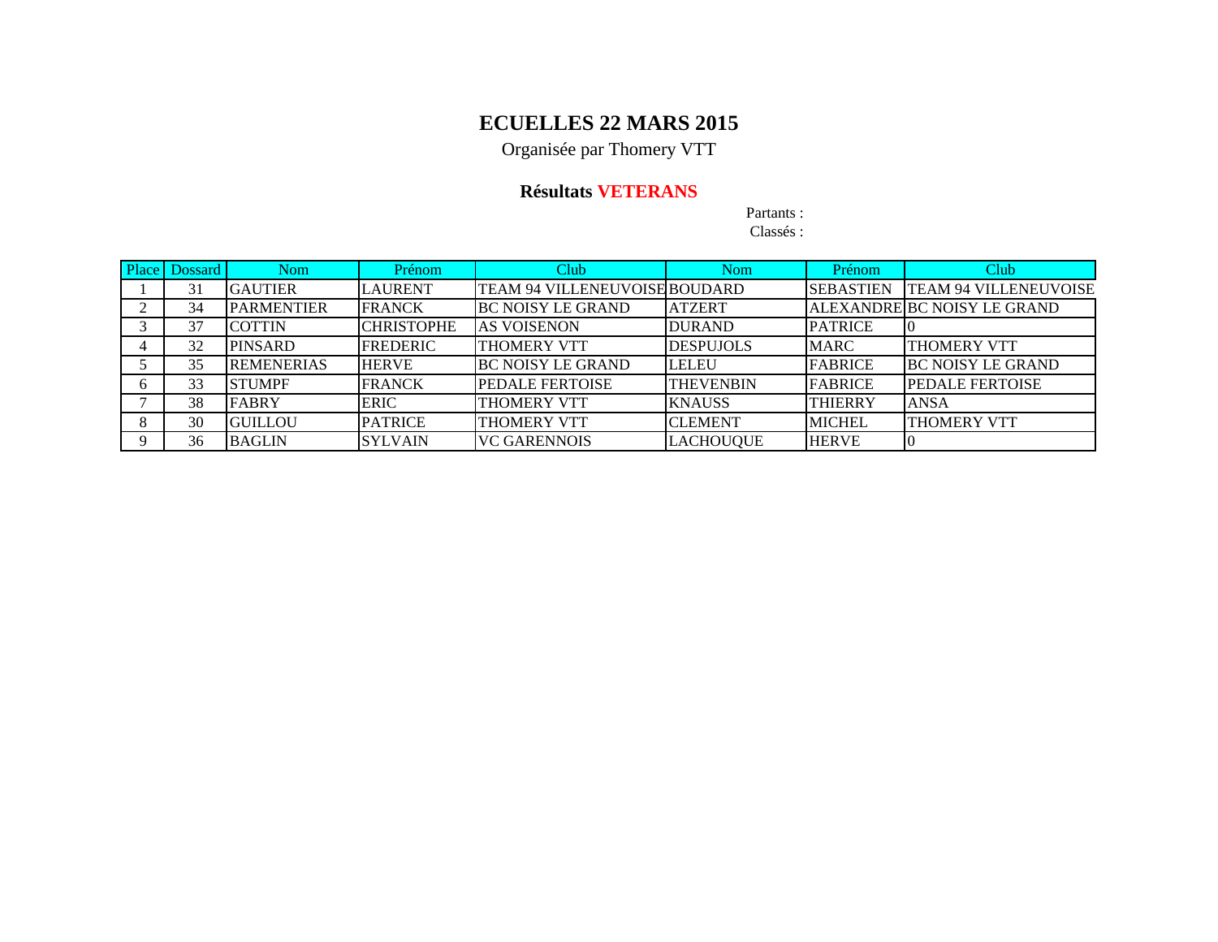# ECUELLES 22 MARS 2015

Organisée par Thomery VTT

## Résultats VETERANS

Partants :

Classés :

| Place | Dossard | Nom | Prénom | Club | Nom | Prénom | Club |
|---|---|---|---|---|---|---|---|
| 1 | 31 | GAUTIER | LAURENT | TEAM 94 VILLENEUVOISE | BOUDARD | SEBASTIEN | TEAM 94 VILLENEUVOISE |
| 2 | 34 | PARMENTIER | FRANCK | BC NOISY LE GRAND | ATZERT | ALEXANDRE | BC NOISY LE GRAND |
| 3 | 37 | COTTIN | CHRISTOPHE | AS VOISENON | DURAND | PATRICE | 0 |
| 4 | 32 | PINSARD | FREDERIC | THOMERY VTT | DESPUJOLS | MARC | THOMERY VTT |
| 5 | 35 | REMENERIAS | HERVE | BC NOISY LE GRAND | LELEU | FABRICE | BC NOISY LE GRAND |
| 6 | 33 | STUMPF | FRANCK | PEDALE FERTOISE | THEVENBIN | FABRICE | PEDALE FERTOISE |
| 7 | 38 | FABRY | ERIC | THOMERY VTT | KNAUSS | THIERRY | ANSA |
| 8 | 30 | GUILLOU | PATRICE | THOMERY VTT | CLEMENT | MICHEL | THOMERY VTT |
| 9 | 36 | BAGLIN | SYLVAIN | VC GARENNOIS | LACHOUQUE | HERVE | 0 |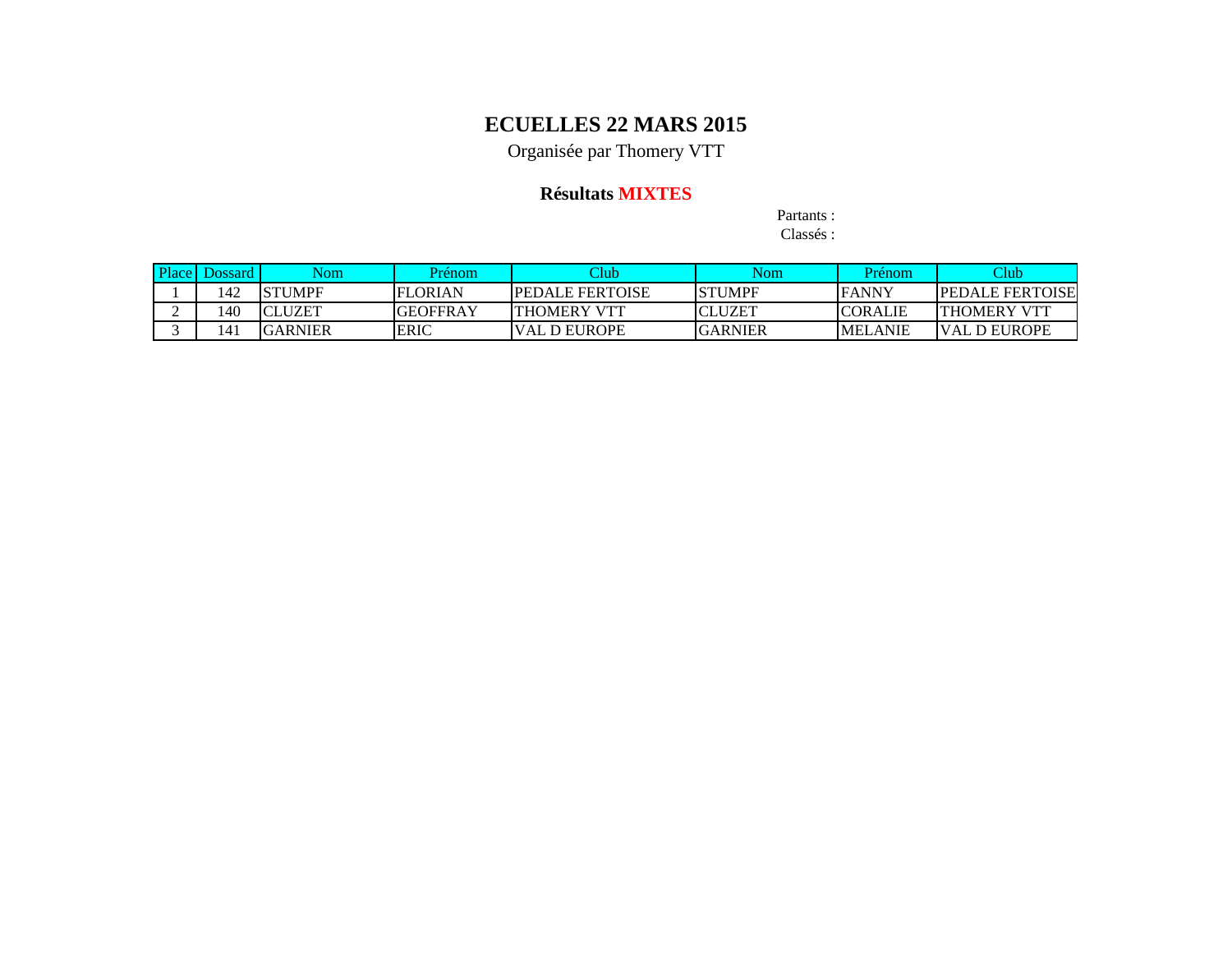# ECUELLES 22 MARS 2015

Organisée par Thomery VTT

## Résultats MIXTES

Partants :

Classés :

| Place | Dossard | Nom | Prénom | Club | Nom | Prénom | Club |
|---|---|---|---|---|---|---|---|
| 1 | 142 | STUMPF | FLORIAN | PEDALE FERTOISE | STUMPF | FANNY | PEDALE FERTOISE |
| 2 | 140 | CLUZET | GEOFFRAY | THOMERY VTT | CLUZET | CORALIE | THOMERY VTT |
| 3 | 141 | GARNIER | ERIC | VAL D EUROPE | GARNIER | MELANIE | VAL D EUROPE |